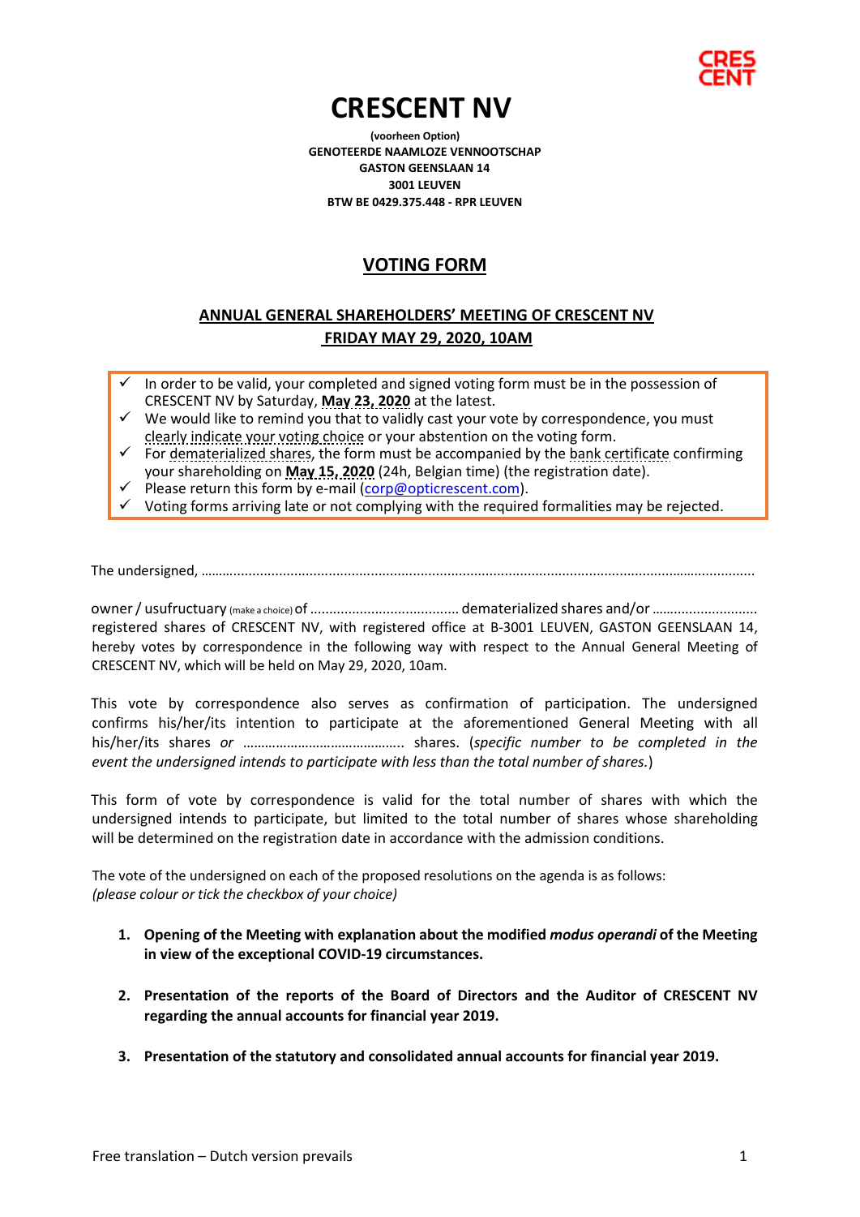# CRESCENT NV

**(voorheen Option)**
**GENOTEERDE NAAMLOZE VENNOOTSCHAP**
**GASTON GEENSLAAN 14**
**3001 LEUVEN**
**BTW BE 0429.375.448 - RPR LEUVEN**

## VOTING FORM

### ANNUAL GENERAL SHAREHOLDERS' MEETING OF CRESCENT NV
### FRIDAY MAY 29, 2020, 10AM

- ✓ In order to be valid, your completed and signed voting form must be in the possession of CRESCENT NV by Saturday, **May 23, 2020** at the latest.
- ✓ We would like to remind you that to validly cast your vote by correspondence, you must clearly indicate your voting choice or your abstention on the voting form.
- ✓ For dematerialized shares, the form must be accompanied by the bank certificate confirming your shareholding on **May 15, 2020** (24h, Belgian time) (the registration date).
- ✓ Please return this form by e-mail (corp@opticrescent.com).
- ✓ Voting forms arriving late or not complying with the required formalities may be rejected.

The undersigned, ……………………………………………………………………………………………………………………………

owner / usufructuary (make a choice) of ...................................... dematerialized shares and/or ........................... registered shares of CRESCENT NV, with registered office at B-3001 LEUVEN, GASTON GEENSLAAN 14, hereby votes by correspondence in the following way with respect to the Annual General Meeting of CRESCENT NV, which will be held on May 29, 2020, 10am.

This vote by correspondence also serves as confirmation of participation. The undersigned confirms his/her/its intention to participate at the aforementioned General Meeting with all his/her/its shares *or* …………………………………….. shares. (*specific number to be completed in the event the undersigned intends to participate with less than the total number of shares.*)

This form of vote by correspondence is valid for the total number of shares with which the undersigned intends to participate, but limited to the total number of shares whose shareholding will be determined on the registration date in accordance with the admission conditions.

The vote of the undersigned on each of the proposed resolutions on the agenda is as follows:
*(please colour or tick the checkbox of your choice)*

1. **Opening of the Meeting with explanation about the modified *modus operandi* of the Meeting in view of the exceptional COVID-19 circumstances.**

2. **Presentation of the reports of the Board of Directors and the Auditor of CRESCENT NV regarding the annual accounts for financial year 2019.**

3. **Presentation of the statutory and consolidated annual accounts for financial year 2019.**

Free translation – Dutch version prevails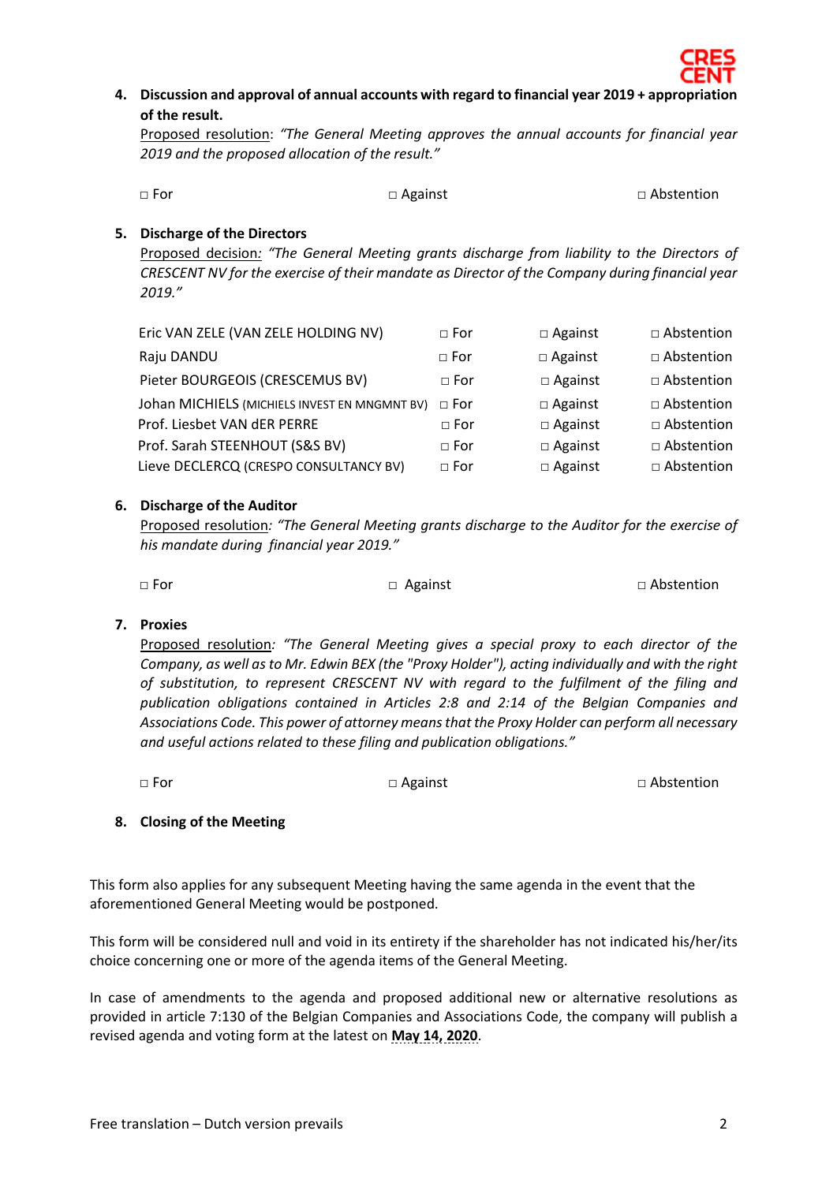4. **Discussion and approval of annual accounts with regard to financial year 2019 + appropriation of the result.**

   Proposed resolution: *"The General Meeting approves the annual accounts for financial year 2019 and the proposed allocation of the result."*

   □ For □ Against □ Abstention

5. **Discharge of the Directors**

   Proposed decision*: "The General Meeting grants discharge from liability to the Directors of CRESCENT NV for the exercise of their mandate as Director of the Company during financial year 2019."*

| | | | |
|---|---|---|---|
| Eric VAN ZELE (VAN ZELE HOLDING NV) | □ For | □ Against | □ Abstention |
| Raju DANDU | □ For | □ Against | □ Abstention |
| Pieter BOURGEOIS (CRESCEMUS BV) | □ For | □ Against | □ Abstention |
| Johan MICHIELS (MICHIELS INVEST EN MNGMNT BV) | □ For | □ Against | □ Abstention |
| Prof. Liesbet VAN dER PERRE | □ For | □ Against | □ Abstention |
| Prof. Sarah STEENHOUT (S&S BV) | □ For | □ Against | □ Abstention |
| Lieve DECLERCQ (CRESPO CONSULTANCY BV) | □ For | □ Against | □ Abstention |

6. **Discharge of the Auditor**

   Proposed resolution*: "The General Meeting grants discharge to the Auditor for the exercise of his mandate during financial year 2019."*

   □ For □ Against □ Abstention

7. **Proxies**

   Proposed resolution*: "The General Meeting gives a special proxy to each director of the Company, as well as to Mr. Edwin BEX (the "Proxy Holder"), acting individually and with the right of substitution, to represent CRESCENT NV with regard to the fulfilment of the filing and publication obligations contained in Articles 2:8 and 2:14 of the Belgian Companies and Associations Code. This power of attorney means that the Proxy Holder can perform all necessary and useful actions related to these filing and publication obligations."*

   □ For □ Against □ Abstention

8. **Closing of the Meeting**

This form also applies for any subsequent Meeting having the same agenda in the event that the aforementioned General Meeting would be postponed.

This form will be considered null and void in its entirety if the shareholder has not indicated his/her/its choice concerning one or more of the agenda items of the General Meeting.

In case of amendments to the agenda and proposed additional new or alternative resolutions as provided in article 7:130 of the Belgian Companies and Associations Code, the company will publish a revised agenda and voting form at the latest on **May 14, 2020**.

Free translation – Dutch version prevails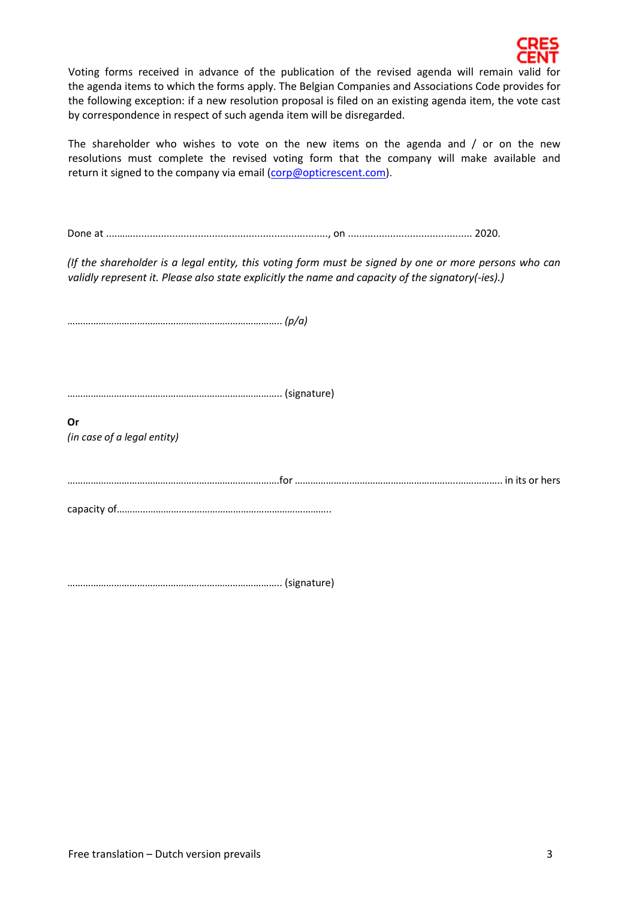Voting forms received in advance of the publication of the revised agenda will remain valid for the agenda items to which the forms apply. The Belgian Companies and Associations Code provides for the following exception: if a new resolution proposal is filed on an existing agenda item, the vote cast by correspondence in respect of such agenda item will be disregarded.

The shareholder who wishes to vote on the new items on the agenda and / or on the new resolutions must complete the revised voting form that the company will make available and return it signed to the company via email (corp@opticrescent.com).

Done at ……..........................................................................., on ............................................ 2020.

*(If the shareholder is a legal entity, this voting form must be signed by one or more persons who can validly represent it. Please also state explicitly the name and capacity of the signatory(-ies).)*

……………………………………………………………………… *(p/a)*

……………………………………………………………………… (signature)

**Or**

*(in case of a legal entity)*

………………………………………………………………………for ………………………………………………………..……………. in its or hers

capacity of……………………………………………………………………….

……………………………………………………………………… (signature)

Free translation – Dutch version prevails